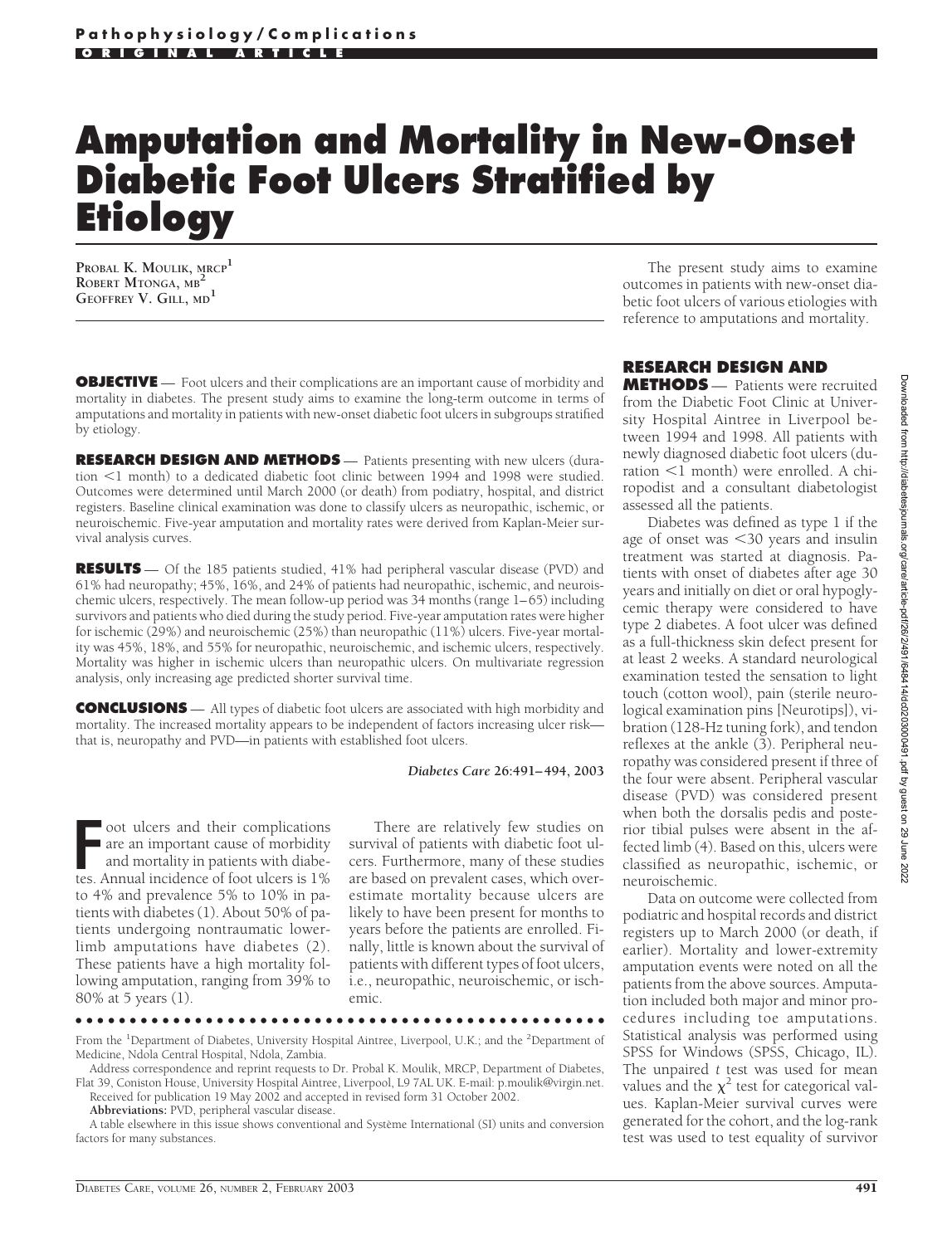Pathophysiology/Complications

ORIGINAL ARTICLE

# Amputation and Mortality in New-Onset Diabetic Foot Ulcers Stratified by Etiology

PROBAL K. MOULIK, MRCP[1]
ROBERT MTONGA, MB[2]
GEOFFREY V. GILL, MD[1]

**OBJECTIVE** — Foot ulcers and their complications are an important cause of morbidity and mortality in diabetes. The present study aims to examine the long-term outcome in terms of amputations and mortality in patients with new-onset diabetic foot ulcers in subgroups stratified by etiology.

**RESEARCH DESIGN AND METHODS** — Patients presenting with new ulcers (duration <1 month) to a dedicated diabetic foot clinic between 1994 and 1998 were studied. Outcomes were determined until March 2000 (or death) from podiatry, hospital, and district registers. Baseline clinical examination was done to classify ulcers as neuropathic, ischemic, or neuroischemic. Five-year amputation and mortality rates were derived from Kaplan-Meier survival analysis curves.

**RESULTS** — Of the 185 patients studied, 41% had peripheral vascular disease (PVD) and 61% had neuropathy; 45%, 16%, and 24% of patients had neuropathic, ischemic, and neuroischemic ulcers, respectively. The mean follow-up period was 34 months (range 1–65) including survivors and patients who died during the study period. Five-year amputation rates were higher for ischemic (29%) and neuroischemic (25%) than neuropathic (11%) ulcers. Five-year mortality was 45%, 18%, and 55% for neuropathic, neuroischemic, and ischemic ulcers, respectively. Mortality was higher in ischemic ulcers than neuropathic ulcers. On multivariate regression analysis, only increasing age predicted shorter survival time.

**CONCLUSIONS** — All types of diabetic foot ulcers are associated with high morbidity and mortality. The increased mortality appears to be independent of factors increasing ulcer risk—that is, neuropathy and PVD—in patients with established foot ulcers.

*Diabetes Care* 26:491–494, 2003

Foot ulcers and their complications are an important cause of morbidity and mortality in patients with diabetes. Annual incidence of foot ulcers is 1% to 4% and prevalence 5% to 10% in patients with diabetes (1). About 50% of patients undergoing nontraumatic lower-limb amputations have diabetes (2). These patients have a high mortality following amputation, ranging from 39% to 80% at 5 years (1).

There are relatively few studies on survival of patients with diabetic foot ulcers. Furthermore, many of these studies are based on prevalent cases, which overestimate mortality because ulcers are likely to have been present for months to years before the patients are enrolled. Finally, little is known about the survival of patients with different types of foot ulcers, i.e., neuropathic, neuroischemic, or ischemic.

From the [1]Department of Diabetes, University Hospital Aintree, Liverpool, U.K.; and the [2]Department of Medicine, Ndola Central Hospital, Ndola, Zambia.

Address correspondence and reprint requests to Dr. Probal K. Moulik, MRCP, Department of Diabetes, Flat 39, Coniston House, University Hospital Aintree, Liverpool, L9 7AL UK. E-mail: p.moulik@virgin.net.

Received for publication 19 May 2002 and accepted in revised form 31 October 2002.

**Abbreviations:** PVD, peripheral vascular disease.

A table elsewhere in this issue shows conventional and Système International (SI) units and conversion factors for many substances.

The present study aims to examine outcomes in patients with new-onset diabetic foot ulcers of various etiologies with reference to amputations and mortality.

## RESEARCH DESIGN AND METHODS

Patients were recruited from the Diabetic Foot Clinic at University Hospital Aintree in Liverpool between 1994 and 1998. All patients with newly diagnosed diabetic foot ulcers (duration <1 month) were enrolled. A chiropodist and a consultant diabetologist assessed all the patients.

Diabetes was defined as type 1 if the age of onset was <30 years and insulin treatment was started at diagnosis. Patients with onset of diabetes after age 30 years and initially on diet or oral hypoglycemic therapy were considered to have type 2 diabetes. A foot ulcer was defined as a full-thickness skin defect present for at least 2 weeks. A standard neurological examination tested the sensation to light touch (cotton wool), pain (sterile neurological examination pins [Neurotips]), vibration (128-Hz tuning fork), and tendon reflexes at the ankle (3). Peripheral neuropathy was considered present if three of the four were absent. Peripheral vascular disease (PVD) was considered present when both the dorsalis pedis and posterior tibial pulses were absent in the affected limb (4). Based on this, ulcers were classified as neuropathic, ischemic, or neuroischemic.

Data on outcome were collected from podiatric and hospital records and district registers up to March 2000 (or death, if earlier). Mortality and lower-extremity amputation events were noted on all the patients from the above sources. Amputation included both major and minor procedures including toe amputations. Statistical analysis was performed using SPSS for Windows (SPSS, Chicago, IL). The unpaired *t* test was used for mean values and the $\chi^2$ test for categorical values. Kaplan-Meier survival curves were generated for the cohort, and the log-rank test was used to test equality of survivor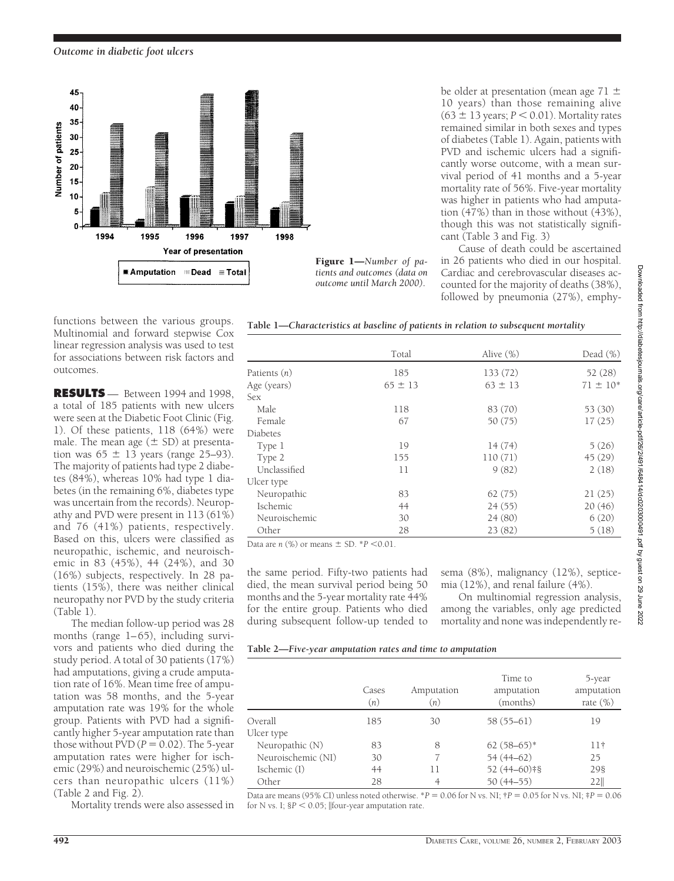Figure 1—*Number of patients and outcomes (data on outcome until March 2000).*

functions between the various groups. Multinomial and forward stepwise Cox linear regression analysis was used to test for associations between risk factors and outcomes.

**RESULTS** — Between 1994 and 1998, a total of 185 patients with new ulcers were seen at the Diabetic Foot Clinic (Fig. 1). Of these patients, 118 (64%) were male. The mean age (± SD) at presentation was 65 ± 13 years (range 25–93). The majority of patients had type 2 diabetes (84%), whereas 10% had type 1 diabetes (in the remaining 6%, diabetes type was uncertain from the records). Neuropathy and PVD were present in 113 (61%) and 76 (41%) patients, respectively. Based on this, ulcers were classified as neuropathic, ischemic, and neuroischemic in 83 (45%), 44 (24%), and 30 (16%) subjects, respectively. In 28 patients (15%), there was neither clinical neuropathy nor PVD by the study criteria (Table 1).

The median follow-up period was 28 months (range 1–65), including survivors and patients who died during the study period. A total of 30 patients (17%) had amputations, giving a crude amputation rate of 16%. Mean time free of amputation was 58 months, and the 5-year amputation rate was 19% for the whole group. Patients with PVD had a significantly higher 5-year amputation rate than those without PVD ($P = 0.02$). The 5-year amputation rates were higher for ischemic (29%) and neuroischemic (25%) ulcers than neuropathic ulcers (11%) (Table 2 and Fig. 2).

Mortality trends were also assessed in the same period. Fifty-two patients had died, the mean survival period being 50 months and the 5-year mortality rate 44% for the entire group. Patients who died during subsequent follow-up tended to be older at presentation (mean age 71 ± 10 years) than those remaining alive (63 ± 13 years; $P < 0.01$). Mortality rates remained similar in both sexes and types of diabetes (Table 1). Again, patients with PVD and ischemic ulcers had a significantly worse outcome, with a mean survival period of 41 months and a 5-year mortality rate of 56%. Five-year mortality was higher in patients who had amputation (47%) than in those without (43%), though this was not statistically significant (Table 3 and Fig. 3)

Cause of death could be ascertained in 26 patients who died in our hospital. Cardiac and cerebrovascular diseases accounted for the majority of deaths (38%), followed by pneumonia (27%), emphysema (8%), malignancy (12%), septicemia (12%), and renal failure (4%).

On multinomial regression analysis, among the variables, only age predicted mortality and none was independently re-

**Table 1—*Characteristics at baseline of patients in relation to subsequent mortality***

| | Total | Alive (%) | Dead (%) |
|---|---|---|---|
| Patients (*n*) | 185 | 133 (72) | 52 (28) |
| Age (years) | 65 ± 13 | 63 ± 13 | 71 ± 10* |
| Sex | | | |
| Male | 118 | 83 (70) | 53 (30) |
| Female | 67 | 50 (75) | 17 (25) |
| Diabetes | | | |
| Type 1 | 19 | 14 (74) | 5 (26) |
| Type 2 | 155 | 110 (71) | 45 (29) |
| Unclassified | 11 | 9 (82) | 2 (18) |
| Ulcer type | | | |
| Neuropathic | 83 | 62 (75) | 21 (25) |
| Ischemic | 44 | 24 (55) | 20 (46) |
| Neuroischemic | 30 | 24 (80) | 6 (20) |
| Other | 28 | 23 (82) | 5 (18) |

Data are *n* (%) or means ± SD. *$P < 0.01$.

**Table 2—*Five-year amputation rates and time to amputation***

| | Cases (*n*) | Amputation (*n*) | Time to amputation (months) | 5-year amputation rate (%) |
|---|---|---|---|---|
| Overall | 185 | 30 | 58 (55–61) | 19 |
| Ulcer type | | | | |
| Neuropathic (N) | 83 | 8 | 62 (58–65)* | 11† |
| Neuroischemic (NI) | 30 | 7 | 54 (44–62) | 25 |
| Ischemic (I) | 44 | 11 | 52 (44–60)‡§ | 29§ |
| Other | 28 | 4 | 50 (44–55) | 22‖ |

Data are means (95% CI) unless noted otherwise. *$P = 0.06$ for N vs. NI; †$P = 0.05$ for N vs. NI; ‡$P = 0.06$ for N vs. I; §$P < 0.05$; ‖four-year amputation rate.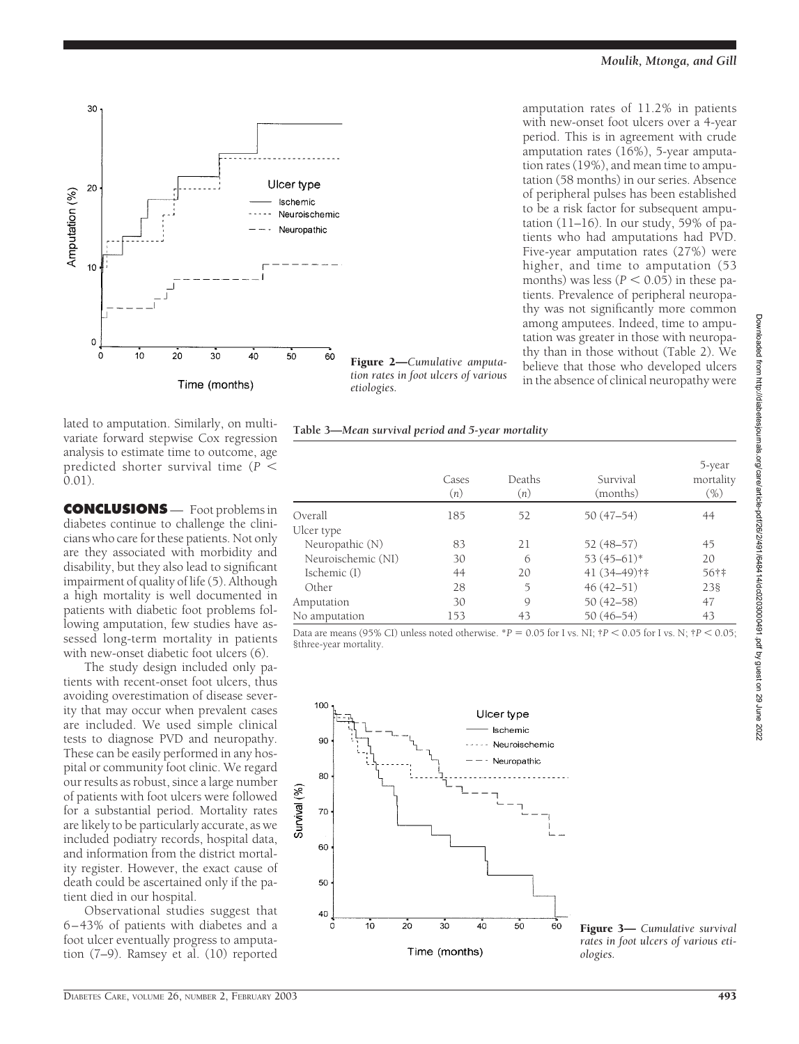lated to amputation. Similarly, on multivariate forward stepwise Cox regression analysis to estimate time to outcome, age predicted shorter survival time ($P < 0.01$).

## CONCLUSIONS

Foot problems in diabetes continue to challenge the clinicians who care for these patients. Not only are they associated with morbidity and disability, but they also lead to significant impairment of quality of life (5). Although a high mortality is well documented in patients with diabetic foot problems following amputation, few studies have assessed long-term mortality in patients with new-onset diabetic foot ulcers (6).

The study design included only patients with recent-onset foot ulcers, thus avoiding overestimation of disease severity that may occur when prevalent cases are included. We used simple clinical tests to diagnose PVD and neuropathy. These can be easily performed in any hospital or community foot clinic. We regard our results as robust, since a large number of patients with foot ulcers were followed for a substantial period. Mortality rates are likely to be particularly accurate, as we included podiatry records, hospital data, and information from the district mortality register. However, the exact cause of death could be ascertained only if the patient died in our hospital.

Observational studies suggest that 6–43% of patients with diabetes and a foot ulcer eventually progress to amputation (7–9). Ramsey et al. (10) reported amputation rates of 11.2% in patients with new-onset foot ulcers over a 4-year period. This is in agreement with crude amputation rates (16%), 5-year amputation rates (19%), and mean time to amputation (58 months) in our series. Absence of peripheral pulses has been established to be a risk factor for subsequent amputation (11–16). In our study, 59% of patients who had amputations had PVD. Five-year amputation rates (27%) were higher, and time to amputation (53 months) was less ($P < 0.05$) in these patients. Prevalence of peripheral neuropathy was not significantly more common among amputees. Indeed, time to amputation was greater in those with neuropathy than in those without (Table 2). We believe that those who developed ulcers in the absence of clinical neuropathy were

**Figure 2**—*Cumulative amputation rates in foot ulcers of various etiologies.*

**Table 3**—*Mean survival period and 5-year mortality*

| | Cases (n) | Deaths (n) | Survival (months) | 5-year mortality (%) |
|---|---|---|---|---|
| Overall | 185 | 52 | 50 (47–54) | 44 |
| Ulcer type | | | | |
| Neuropathic (N) | 83 | 21 | 52 (48–57) | 45 |
| Neuroischemic (NI) | 30 | 6 | 53 (45–61)* | 20 |
| Ischemic (I) | 44 | 20 | 41 (34–49)†‡ | 56†‡ |
| Other | 28 | 5 | 46 (42–51) | 23§ |
| Amputation | 30 | 9 | 50 (42–58) | 47 |
| No amputation | 153 | 43 | 50 (46–54) | 43 |

Data are means (95% CI) unless noted otherwise. \*$P = 0.05$ for I vs. NI; †$P < 0.05$ for I vs. N; ‡$P < 0.05$; §three-year mortality.

**Figure 3**— *Cumulative survival rates in foot ulcers of various etiologies.*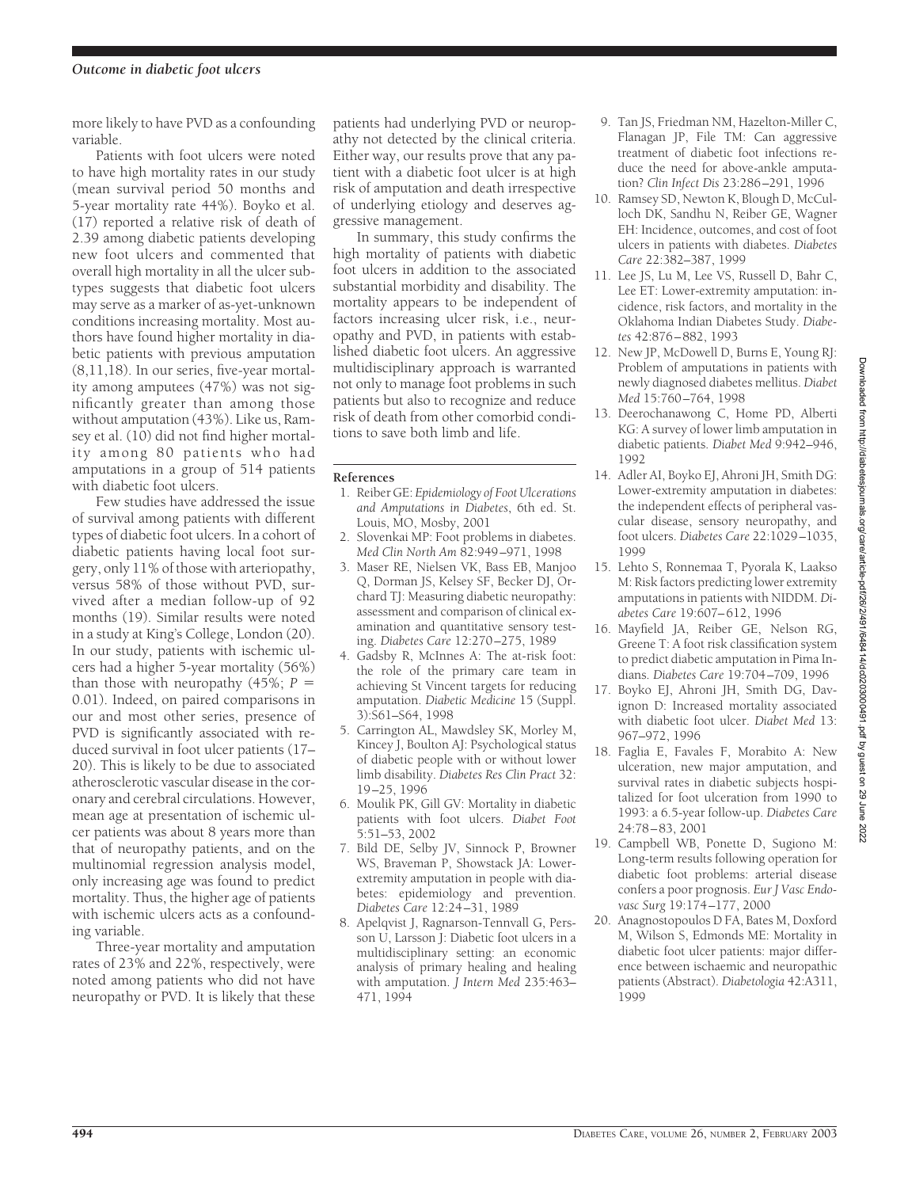more likely to have PVD as a confounding variable.

Patients with foot ulcers were noted to have high mortality rates in our study (mean survival period 50 months and 5-year mortality rate 44%). Boyko et al. (17) reported a relative risk of death of 2.39 among diabetic patients developing new foot ulcers and commented that overall high mortality in all the ulcer subtypes suggests that diabetic foot ulcers may serve as a marker of as-yet-unknown conditions increasing mortality. Most authors have found higher mortality in diabetic patients with previous amputation (8,11,18). In our series, five-year mortality among amputees (47%) was not significantly greater than among those without amputation (43%). Like us, Ramsey et al. (10) did not find higher mortality among 80 patients who had amputations in a group of 514 patients with diabetic foot ulcers.

Few studies have addressed the issue of survival among patients with different types of diabetic foot ulcers. In a cohort of diabetic patients having local foot surgery, only 11% of those with arteriopathy, versus 58% of those without PVD, survived after a median follow-up of 92 months (19). Similar results were noted in a study at King's College, London (20). In our study, patients with ischemic ulcers had a higher 5-year mortality (56%) than those with neuropathy (45%; $P = 0.01$). Indeed, on paired comparisons in our and most other series, presence of PVD is significantly associated with reduced survival in foot ulcer patients (17–20). This is likely to be due to associated atherosclerotic vascular disease in the coronary and cerebral circulations. However, mean age at presentation of ischemic ulcer patients was about 8 years more than that of neuropathy patients, and on the multinomial regression analysis model, only increasing age was found to predict mortality. Thus, the higher age of patients with ischemic ulcers acts as a confounding variable.

Three-year mortality and amputation rates of 23% and 22%, respectively, were noted among patients who did not have neuropathy or PVD. It is likely that these patients had underlying PVD or neuropathy not detected by the clinical criteria. Either way, our results prove that any patient with a diabetic foot ulcer is at high risk of amputation and death irrespective of underlying etiology and deserves aggressive management.

In summary, this study confirms the high mortality of patients with diabetic foot ulcers in addition to the associated substantial morbidity and disability. The mortality appears to be independent of factors increasing ulcer risk, i.e., neuropathy and PVD, in patients with established diabetic foot ulcers. An aggressive multidisciplinary approach is warranted not only to manage foot problems in such patients but also to recognize and reduce risk of death from other comorbid conditions to save both limb and life.

## References

1. Reiber GE: *Epidemiology of Foot Ulcerations and Amputations in Diabetes*, 6th ed. St. Louis, MO, Mosby, 2001
2. Slovenkai MP: Foot problems in diabetes. *Med Clin North Am* 82:949–971, 1998
3. Maser RE, Nielsen VK, Bass EB, Manjoo Q, Dorman JS, Kelsey SF, Becker DJ, Orchard TJ: Measuring diabetic neuropathy: assessment and comparison of clinical examination and quantitative sensory testing. *Diabetes Care* 12:270–275, 1989
4. Gadsby R, McInnes A: The at-risk foot: the role of the primary care team in achieving St Vincent targets for reducing amputation. *Diabetic Medicine* 15 (Suppl. 3):S61–S64, 1998
5. Carrington AL, Mawdsley SK, Morley M, Kincey J, Boulton AJ: Psychological status of diabetic people with or without lower limb disability. *Diabetes Res Clin Pract* 32: 19–25, 1996
6. Moulik PK, Gill GV: Mortality in diabetic patients with foot ulcers. *Diabet Foot* 5:51–53, 2002
7. Bild DE, Selby JV, Sinnock P, Browner WS, Braveman P, Showstack JA: Lower-extremity amputation in people with diabetes: epidemiology and prevention. *Diabetes Care* 12:24–31, 1989
8. Apelqvist J, Ragnarson-Tennvall G, Persson U, Larsson J: Diabetic foot ulcers in a multidisciplinary setting: an economic analysis of primary healing and healing with amputation. *J Intern Med* 235:463–471, 1994
9. Tan JS, Friedman NM, Hazelton-Miller C, Flanagan JP, File TM: Can aggressive treatment of diabetic foot infections reduce the need for above-ankle amputation? *Clin Infect Dis* 23:286–291, 1996
10. Ramsey SD, Newton K, Blough D, McCulloch DK, Sandhu N, Reiber GE, Wagner EH: Incidence, outcomes, and cost of foot ulcers in patients with diabetes. *Diabetes Care* 22:382–387, 1999
11. Lee JS, Lu M, Lee VS, Russell D, Bahr C, Lee ET: Lower-extremity amputation: incidence, risk factors, and mortality in the Oklahoma Indian Diabetes Study. *Diabetes* 42:876–882, 1993
12. New JP, McDowell D, Burns E, Young RJ: Problem of amputations in patients with newly diagnosed diabetes mellitus. *Diabet Med* 15:760–764, 1998
13. Deerochanawong C, Home PD, Alberti KG: A survey of lower limb amputation in diabetic patients. *Diabet Med* 9:942–946, 1992
14. Adler AI, Boyko EJ, Ahroni JH, Smith DG: Lower-extremity amputation in diabetes: the independent effects of peripheral vascular disease, sensory neuropathy, and foot ulcers. *Diabetes Care* 22:1029–1035, 1999
15. Lehto S, Ronnemaa T, Pyorala K, Laakso M: Risk factors predicting lower extremity amputations in patients with NIDDM. *Diabetes Care* 19:607–612, 1996
16. Mayfield JA, Reiber GE, Nelson RG, Greene T: A foot risk classification system to predict diabetic amputation in Pima Indians. *Diabetes Care* 19:704–709, 1996
17. Boyko EJ, Ahroni JH, Smith DG, Davignon D: Increased mortality associated with diabetic foot ulcer. *Diabet Med* 13: 967–972, 1996
18. Faglia E, Favales F, Morabito A: New ulceration, new major amputation, and survival rates in diabetic subjects hospitalized for foot ulceration from 1990 to 1993: a 6.5-year follow-up. *Diabetes Care* 24:78–83, 2001
19. Campbell WB, Ponette D, Sugiono M: Long-term results following operation for diabetic foot problems: arterial disease confers a poor prognosis. *Eur J Vasc Endovasc Surg* 19:174–177, 2000
20. Anagnostopoulos D FA, Bates M, Doxford M, Wilson S, Edmonds ME: Mortality in diabetic foot ulcer patients: major difference between ischaemic and neuropathic patients (Abstract). *Diabetologia* 42:A311, 1999